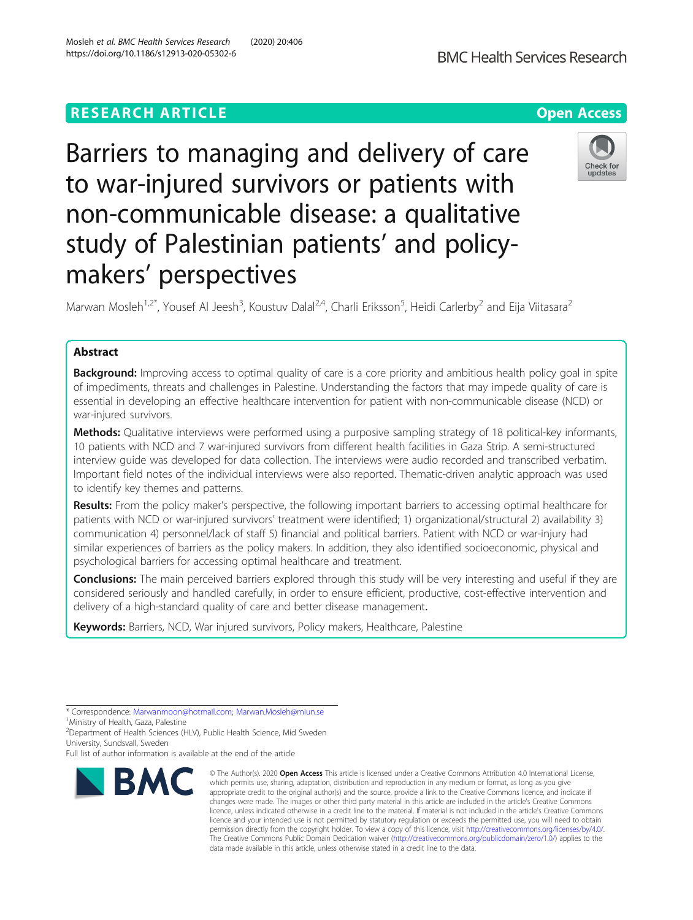RESEARCH ARTICLE

Open Access

# Barriers to managing and delivery of care to war-injured survivors or patients with non-communicable disease: a qualitative study of Palestinian patients' and policy-makers' perspectives

Marwan Mosleh[1,2*], Yousef Al Jeesh[3], Koustuv Dalal[2,4], Charli Eriksson[5], Heidi Carlerby[2] and Eija Viitasara[2]

## Abstract

**Background:** Improving access to optimal quality of care is a core priority and ambitious health policy goal in spite of impediments, threats and challenges in Palestine. Understanding the factors that may impede quality of care is essential in developing an effective healthcare intervention for patient with non-communicable disease (NCD) or war-injured survivors.

**Methods:** Qualitative interviews were performed using a purposive sampling strategy of 18 political-key informants, 10 patients with NCD and 7 war-injured survivors from different health facilities in Gaza Strip. A semi-structured interview guide was developed for data collection. The interviews were audio recorded and transcribed verbatim. Important field notes of the individual interviews were also reported. Thematic-driven analytic approach was used to identify key themes and patterns.

**Results:** From the policy maker's perspective, the following important barriers to accessing optimal healthcare for patients with NCD or war-injured survivors' treatment were identified; 1) organizational/structural 2) availability 3) communication 4) personnel/lack of staff 5) financial and political barriers. Patient with NCD or war-injury had similar experiences of barriers as the policy makers. In addition, they also identified socioeconomic, physical and psychological barriers for accessing optimal healthcare and treatment.

**Conclusions:** The main perceived barriers explored through this study will be very interesting and useful if they are considered seriously and handled carefully, in order to ensure efficient, productive, cost-effective intervention and delivery of a high-standard quality of care and better disease management.

**Keywords:** Barriers, NCD, War injured survivors, Policy makers, Healthcare, Palestine

---

* Correspondence: Marwanmoon@hotmail.com; Marwan.Mosleh@miun.se
[1]Ministry of Health, Gaza, Palestine
[2]Department of Health Sciences (HLV), Public Health Science, Mid Sweden University, Sundsvall, Sweden
Full list of author information is available at the end of the article

© The Author(s). 2020 **Open Access** This article is licensed under a Creative Commons Attribution 4.0 International License, which permits use, sharing, adaptation, distribution and reproduction in any medium or format, as long as you give appropriate credit to the original author(s) and the source, provide a link to the Creative Commons licence, and indicate if changes were made. The images or other third party material in this article are included in the article's Creative Commons licence, unless indicated otherwise in a credit line to the material. If material is not included in the article's Creative Commons licence and your intended use is not permitted by statutory regulation or exceeds the permitted use, you will need to obtain permission directly from the copyright holder. To view a copy of this licence, visit http://creativecommons.org/licenses/by/4.0/. The Creative Commons Public Domain Dedication waiver (http://creativecommons.org/publicdomain/zero/1.0/) applies to the data made available in this article, unless otherwise stated in a credit line to the data.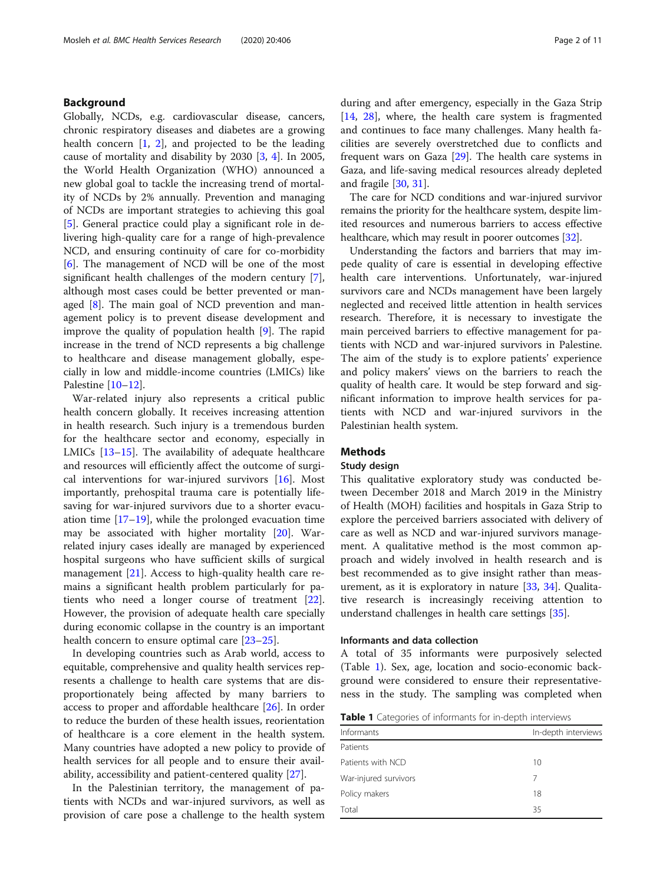## Background

Globally, NCDs, e.g. cardiovascular disease, cancers, chronic respiratory diseases and diabetes are a growing health concern [1, 2], and projected to be the leading cause of mortality and disability by 2030 [3, 4]. In 2005, the World Health Organization (WHO) announced a new global goal to tackle the increasing trend of mortality of NCDs by 2% annually. Prevention and managing of NCDs are important strategies to achieving this goal [5]. General practice could play a significant role in delivering high-quality care for a range of high-prevalence NCD, and ensuring continuity of care for co-morbidity [6]. The management of NCD will be one of the most significant health challenges of the modern century [7], although most cases could be better prevented or managed [8]. The main goal of NCD prevention and management policy is to prevent disease development and improve the quality of population health [9]. The rapid increase in the trend of NCD represents a big challenge to healthcare and disease management globally, especially in low and middle-income countries (LMICs) like Palestine [10–12].

War-related injury also represents a critical public health concern globally. It receives increasing attention in health research. Such injury is a tremendous burden for the healthcare sector and economy, especially in LMICs [13–15]. The availability of adequate healthcare and resources will efficiently affect the outcome of surgical interventions for war-injured survivors [16]. Most importantly, prehospital trauma care is potentially lifesaving for war-injured survivors due to a shorter evacuation time [17–19], while the prolonged evacuation time may be associated with higher mortality [20]. War-related injury cases ideally are managed by experienced hospital surgeons who have sufficient skills of surgical management [21]. Access to high-quality health care remains a significant health problem particularly for patients who need a longer course of treatment [22]. However, the provision of adequate health care specially during economic collapse in the country is an important health concern to ensure optimal care [23–25].

In developing countries such as Arab world, access to equitable, comprehensive and quality health services represents a challenge to health care systems that are disproportionately being affected by many barriers to access to proper and affordable healthcare [26]. In order to reduce the burden of these health issues, reorientation of healthcare is a core element in the health system. Many countries have adopted a new policy to provide of health services for all people and to ensure their availability, accessibility and patient-centered quality [27].

In the Palestinian territory, the management of patients with NCDs and war-injured survivors, as well as provision of care pose a challenge to the health system during and after emergency, especially in the Gaza Strip [14, 28], where, the health care system is fragmented and continues to face many challenges. Many health facilities are severely overstretched due to conflicts and frequent wars on Gaza [29]. The health care systems in Gaza, and life-saving medical resources already depleted and fragile [30, 31].

The care for NCD conditions and war-injured survivor remains the priority for the healthcare system, despite limited resources and numerous barriers to access effective healthcare, which may result in poorer outcomes [32].

Understanding the factors and barriers that may impede quality of care is essential in developing effective health care interventions. Unfortunately, war-injured survivors care and NCDs management have been largely neglected and received little attention in health services research. Therefore, it is necessary to investigate the main perceived barriers to effective management for patients with NCD and war-injured survivors in Palestine. The aim of the study is to explore patients' experience and policy makers' views on the barriers to reach the quality of health care. It would be step forward and significant information to improve health services for patients with NCD and war-injured survivors in the Palestinian health system.

## Methods

### Study design

This qualitative exploratory study was conducted between December 2018 and March 2019 in the Ministry of Health (MOH) facilities and hospitals in Gaza Strip to explore the perceived barriers associated with delivery of care as well as NCD and war-injured survivors management. A qualitative method is the most common approach and widely involved in health research and is best recommended as to give insight rather than measurement, as it is exploratory in nature [33, 34]. Qualitative research is increasingly receiving attention to understand challenges in health care settings [35].

### Informants and data collection

A total of 35 informants were purposively selected (Table 1). Sex, age, location and socio-economic background were considered to ensure their representativeness in the study. The sampling was completed when

**Table 1** Categories of informants for in-depth interviews

| Informants | In-depth interviews |
|---|---|
| Patients | |
| Patients with NCD | 10 |
| War-injured survivors | 7 |
| Policy makers | 18 |
| Total | 35 |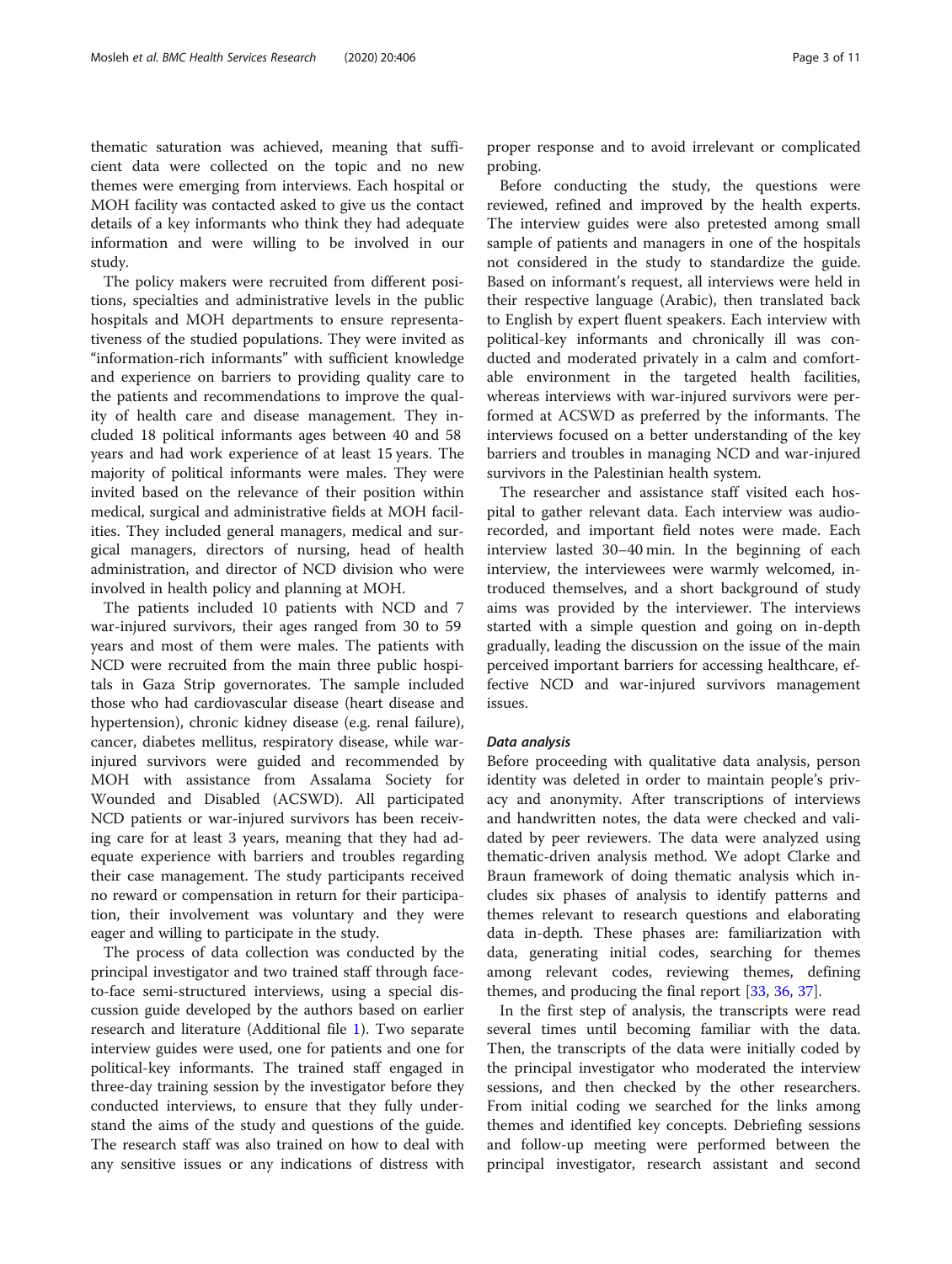thematic saturation was achieved, meaning that sufficient data were collected on the topic and no new themes were emerging from interviews. Each hospital or MOH facility was contacted asked to give us the contact details of a key informants who think they had adequate information and were willing to be involved in our study.

The policy makers were recruited from different positions, specialties and administrative levels in the public hospitals and MOH departments to ensure representativeness of the studied populations. They were invited as "information-rich informants" with sufficient knowledge and experience on barriers to providing quality care to the patients and recommendations to improve the quality of health care and disease management. They included 18 political informants ages between 40 and 58 years and had work experience of at least 15 years. The majority of political informants were males. They were invited based on the relevance of their position within medical, surgical and administrative fields at MOH facilities. They included general managers, medical and surgical managers, directors of nursing, head of health administration, and director of NCD division who were involved in health policy and planning at MOH.

The patients included 10 patients with NCD and 7 war-injured survivors, their ages ranged from 30 to 59 years and most of them were males. The patients with NCD were recruited from the main three public hospitals in Gaza Strip governorates. The sample included those who had cardiovascular disease (heart disease and hypertension), chronic kidney disease (e.g. renal failure), cancer, diabetes mellitus, respiratory disease, while war-injured survivors were guided and recommended by MOH with assistance from Assalama Society for Wounded and Disabled (ACSWD). All participated NCD patients or war-injured survivors has been receiving care for at least 3 years, meaning that they had adequate experience with barriers and troubles regarding their case management. The study participants received no reward or compensation in return for their participation, their involvement was voluntary and they were eager and willing to participate in the study.

The process of data collection was conducted by the principal investigator and two trained staff through face-to-face semi-structured interviews, using a special discussion guide developed by the authors based on earlier research and literature (Additional file 1). Two separate interview guides were used, one for patients and one for political-key informants. The trained staff engaged in three-day training session by the investigator before they conducted interviews, to ensure that they fully understand the aims of the study and questions of the guide. The research staff was also trained on how to deal with any sensitive issues or any indications of distress with proper response and to avoid irrelevant or complicated probing.

Before conducting the study, the questions were reviewed, refined and improved by the health experts. The interview guides were also pretested among small sample of patients and managers in one of the hospitals not considered in the study to standardize the guide. Based on informant's request, all interviews were held in their respective language (Arabic), then translated back to English by expert fluent speakers. Each interview with political-key informants and chronically ill was conducted and moderated privately in a calm and comfortable environment in the targeted health facilities, whereas interviews with war-injured survivors were performed at ACSWD as preferred by the informants. The interviews focused on a better understanding of the key barriers and troubles in managing NCD and war-injured survivors in the Palestinian health system.

The researcher and assistance staff visited each hospital to gather relevant data. Each interview was audio-recorded, and important field notes were made. Each interview lasted 30–40 min. In the beginning of each interview, the interviewees were warmly welcomed, introduced themselves, and a short background of study aims was provided by the interviewer. The interviews started with a simple question and going on in-depth gradually, leading the discussion on the issue of the main perceived important barriers for accessing healthcare, effective NCD and war-injured survivors management issues.

### *Data analysis*

Before proceeding with qualitative data analysis, person identity was deleted in order to maintain people's privacy and anonymity. After transcriptions of interviews and handwritten notes, the data were checked and validated by peer reviewers. The data were analyzed using thematic-driven analysis method. We adopt Clarke and Braun framework of doing thematic analysis which includes six phases of analysis to identify patterns and themes relevant to research questions and elaborating data in-depth. These phases are: familiarization with data, generating initial codes, searching for themes among relevant codes, reviewing themes, defining themes, and producing the final report [33, 36, 37].

In the first step of analysis, the transcripts were read several times until becoming familiar with the data. Then, the transcripts of the data were initially coded by the principal investigator who moderated the interview sessions, and then checked by the other researchers. From initial coding we searched for the links among themes and identified key concepts. Debriefing sessions and follow-up meeting were performed between the principal investigator, research assistant and second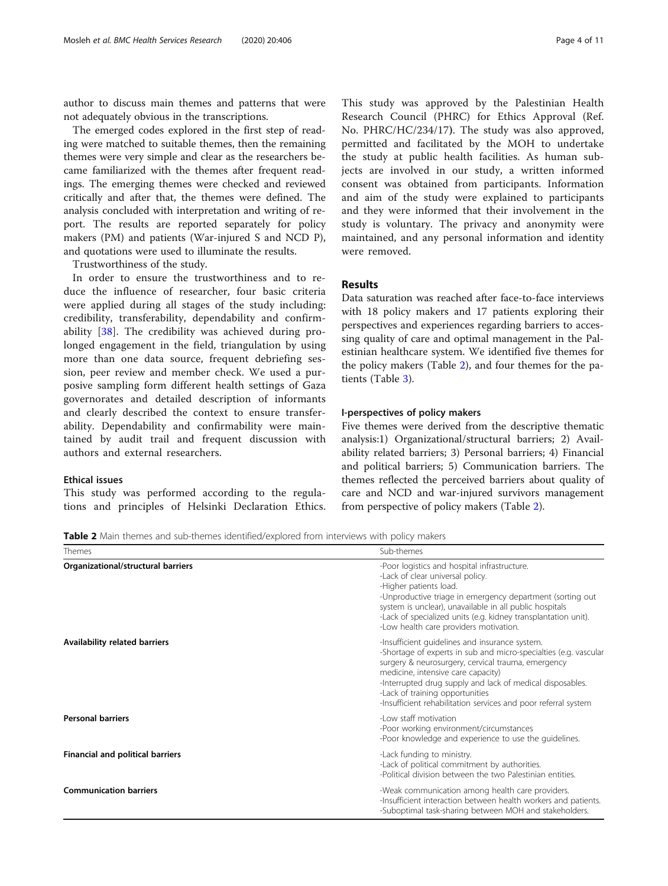author to discuss main themes and patterns that were not adequately obvious in the transcriptions.

The emerged codes explored in the first step of reading were matched to suitable themes, then the remaining themes were very simple and clear as the researchers became familiarized with the themes after frequent readings. The emerging themes were checked and reviewed critically and after that, the themes were defined. The analysis concluded with interpretation and writing of report. The results are reported separately for policy makers (PM) and patients (War-injured S and NCD P), and quotations were used to illuminate the results.

Trustworthiness of the study.

In order to ensure the trustworthiness and to reduce the influence of researcher, four basic criteria were applied during all stages of the study including: credibility, transferability, dependability and confirmability [38]. The credibility was achieved during prolonged engagement in the field, triangulation by using more than one data source, frequent debriefing session, peer review and member check. We used a purposive sampling form different health settings of Gaza governorates and detailed description of informants and clearly described the context to ensure transferability. Dependability and confirmability were maintained by audit trail and frequent discussion with authors and external researchers.

### Ethical issues

This study was performed according to the regulations and principles of Helsinki Declaration Ethics. This study was approved by the Palestinian Health Research Council (PHRC) for Ethics Approval (Ref. No. PHRC/HC/234/17**)**. The study was also approved, permitted and facilitated by the MOH to undertake the study at public health facilities. As human subjects are involved in our study, a written informed consent was obtained from participants. Information and aim of the study were explained to participants and they were informed that their involvement in the study is voluntary. The privacy and anonymity were maintained, and any personal information and identity were removed.

## Results

Data saturation was reached after face-to-face interviews with 18 policy makers and 17 patients exploring their perspectives and experiences regarding barriers to accessing quality of care and optimal management in the Palestinian healthcare system. We identified five themes for the policy makers (Table 2), and four themes for the patients (Table 3).

### I-perspectives of policy makers

Five themes were derived from the descriptive thematic analysis:1) Organizational/structural barriers; 2) Availability related barriers; 3) Personal barriers; 4) Financial and political barriers; 5) Communication barriers. The themes reflected the perceived barriers about quality of care and NCD and war-injured survivors management from perspective of policy makers (Table 2).

**Table 2** Main themes and sub-themes identified/explored from interviews with policy makers

| Themes | Sub-themes |
|---|---|
| **Organizational/structural barriers** | -Poor logistics and hospital infrastructure.<br>-Lack of clear universal policy.<br>-Higher patients load.<br>-Unproductive triage in emergency department (sorting out system is unclear), unavailable in all public hospitals<br>-Lack of specialized units (e.g. kidney transplantation unit).<br>-Low health care providers motivation. |
| **Availability related barriers** | -Insufficient guidelines and insurance system.<br>-Shortage of experts in sub and micro-specialties (e.g. vascular surgery & neurosurgery, cervical trauma, emergency medicine, intensive care capacity)<br>-Interrupted drug supply and lack of medical disposables.<br>-Lack of training opportunities<br>-Insufficient rehabilitation services and poor referral system |
| **Personal barriers** | -Low staff motivation<br>-Poor working environment/circumstances<br>-Poor knowledge and experience to use the guidelines. |
| **Financial and political barriers** | -Lack funding to ministry.<br>-Lack of political commitment by authorities.<br>-Political division between the two Palestinian entities. |
| **Communication barriers** | -Weak communication among health care providers.<br>-Insufficient interaction between health workers and patients.<br>-Suboptimal task-sharing between MOH and stakeholders. |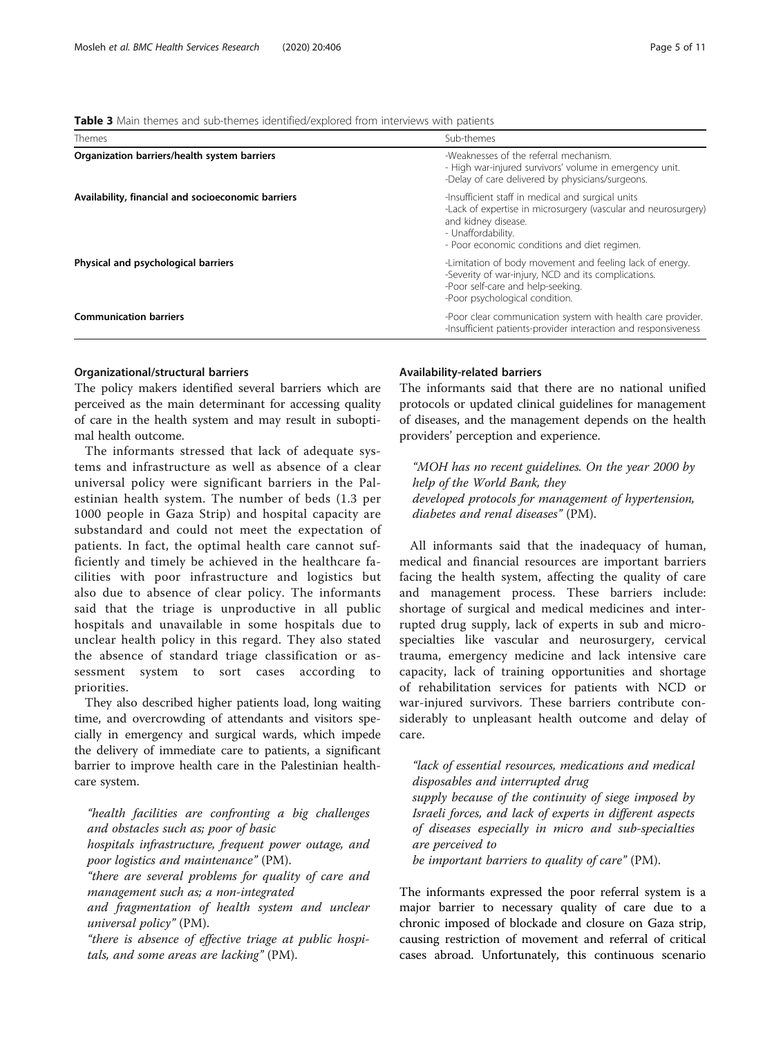**Table 3** Main themes and sub-themes identified/explored from interviews with patients

| Themes | Sub-themes |
| --- | --- |
| **Organization barriers/health system barriers** | -Weaknesses of the referral mechanism.<br>- High war-injured survivors' volume in emergency unit.<br>-Delay of care delivered by physicians/surgeons. |
| **Availability, financial and socioeconomic barriers** | -Insufficient staff in medical and surgical units<br>-Lack of expertise in microsurgery (vascular and neurosurgery) and kidney disease.<br>- Unaffordability.<br>- Poor economic conditions and diet regimen. |
| **Physical and psychological barriers** | -Limitation of body movement and feeling lack of energy.<br>-Severity of war-injury, NCD and its complications.<br>-Poor self-care and help-seeking.<br>-Poor psychological condition. |
| **Communication barriers** | -Poor clear communication system with health care provider.<br>-Insufficient patients-provider interaction and responsiveness |

#### Organizational/structural barriers

The policy makers identified several barriers which are perceived as the main determinant for accessing quality of care in the health system and may result in suboptimal health outcome.

The informants stressed that lack of adequate systems and infrastructure as well as absence of a clear universal policy were significant barriers in the Palestinian health system. The number of beds (1.3 per 1000 people in Gaza Strip) and hospital capacity are substandard and could not meet the expectation of patients. In fact, the optimal health care cannot sufficiently and timely be achieved in the healthcare facilities with poor infrastructure and logistics but also due to absence of clear policy. The informants said that the triage is unproductive in all public hospitals and unavailable in some hospitals due to unclear health policy in this regard. They also stated the absence of standard triage classification or assessment system to sort cases according to priorities.

They also described higher patients load, long waiting time, and overcrowding of attendants and visitors specially in emergency and surgical wards, which impede the delivery of immediate care to patients, a significant barrier to improve health care in the Palestinian healthcare system.

> *"health facilities are confronting a big challenges and obstacles such as; poor of basic hospitals infrastructure, frequent power outage, and poor logistics and maintenance"* (PM).
>
> *"there are several problems for quality of care and management such as; a non-integrated and fragmentation of health system and unclear universal policy"* (PM).
>
> *"there is absence of effective triage at public hospitals, and some areas are lacking"* (PM).

#### Availability-related barriers

The informants said that there are no national unified protocols or updated clinical guidelines for management of diseases, and the management depends on the health providers' perception and experience.

> *"MOH has no recent guidelines. On the year 2000 by help of the World Bank, they developed protocols for management of hypertension, diabetes and renal diseases"* (PM).

All informants said that the inadequacy of human, medical and financial resources are important barriers facing the health system, affecting the quality of care and management process. These barriers include: shortage of surgical and medical medicines and interrupted drug supply, lack of experts in sub and micro-specialties like vascular and neurosurgery, cervical trauma, emergency medicine and lack intensive care capacity, lack of training opportunities and shortage of rehabilitation services for patients with NCD or war-injured survivors. These barriers contribute considerably to unpleasant health outcome and delay of care.

> *"lack of essential resources, medications and medical disposables and interrupted drug supply because of the continuity of siege imposed by Israeli forces, and lack of experts in different aspects of diseases especially in micro and sub-specialties are perceived to be important barriers to quality of care"* (PM).

The informants expressed the poor referral system is a major barrier to necessary quality of care due to a chronic imposed of blockade and closure on Gaza strip, causing restriction of movement and referral of critical cases abroad. Unfortunately, this continuous scenario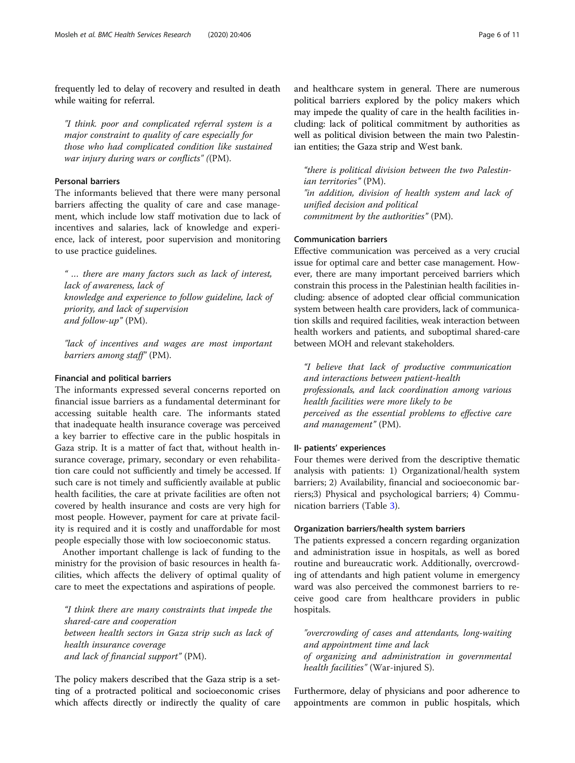frequently led to delay of recovery and resulted in death while waiting for referral.

> "I think. poor and complicated referral system is a major constraint to quality of care especially for those who had complicated condition like sustained war injury during wars or conflicts" ((PM).

#### Personal barriers

The informants believed that there were many personal barriers affecting the quality of care and case management, which include low staff motivation due to lack of incentives and salaries, lack of knowledge and experience, lack of interest, poor supervision and monitoring to use practice guidelines.

> " … there are many factors such as lack of interest, lack of awareness, lack of knowledge and experience to follow guideline, lack of priority, and lack of supervision and follow-up" (PM).

> "lack of incentives and wages are most important barriers among staff" (PM).

#### Financial and political barriers

The informants expressed several concerns reported on financial issue barriers as a fundamental determinant for accessing suitable health care. The informants stated that inadequate health insurance coverage was perceived a key barrier to effective care in the public hospitals in Gaza strip. It is a matter of fact that, without health insurance coverage, primary, secondary or even rehabilitation care could not sufficiently and timely be accessed. If such care is not timely and sufficiently available at public health facilities, the care at private facilities are often not covered by health insurance and costs are very high for most people. However, payment for care at private facility is required and it is costly and unaffordable for most people especially those with low socioeconomic status.

Another important challenge is lack of funding to the ministry for the provision of basic resources in health facilities, which affects the delivery of optimal quality of care to meet the expectations and aspirations of people.

> "I think there are many constraints that impede the shared-care and cooperation between health sectors in Gaza strip such as lack of health insurance coverage and lack of financial support" (PM).

The policy makers described that the Gaza strip is a setting of a protracted political and socioeconomic crises which affects directly or indirectly the quality of care and healthcare system in general. There are numerous political barriers explored by the policy makers which may impede the quality of care in the health facilities including: lack of political commitment by authorities as well as political division between the main two Palestinian entities; the Gaza strip and West bank.

> "there is political division between the two Palestinian territories" (PM).
> "in addition, division of health system and lack of unified decision and political commitment by the authorities" (PM).

#### Communication barriers

Effective communication was perceived as a very crucial issue for optimal care and better case management. However, there are many important perceived barriers which constrain this process in the Palestinian health facilities including: absence of adopted clear official communication system between health care providers, lack of communication skills and required facilities, weak interaction between health workers and patients, and suboptimal shared-care between MOH and relevant stakeholders.

> "I believe that lack of productive communication and interactions between patient-health professionals, and lack coordination among various health facilities were more likely to be perceived as the essential problems to effective care and management" (PM).

### II- patients' experiences

Four themes were derived from the descriptive thematic analysis with patients: 1) Organizational/health system barriers; 2) Availability, financial and socioeconomic barriers;3) Physical and psychological barriers; 4) Communication barriers (Table 3).

#### Organization barriers/health system barriers

The patients expressed a concern regarding organization and administration issue in hospitals, as well as bored routine and bureaucratic work. Additionally, overcrowding of attendants and high patient volume in emergency ward was also perceived the commonest barriers to receive good care from healthcare providers in public hospitals.

> "overcrowding of cases and attendants, long-waiting and appointment time and lack of organizing and administration in governmental health facilities" (War-injured S).

Furthermore, delay of physicians and poor adherence to appointments are common in public hospitals, which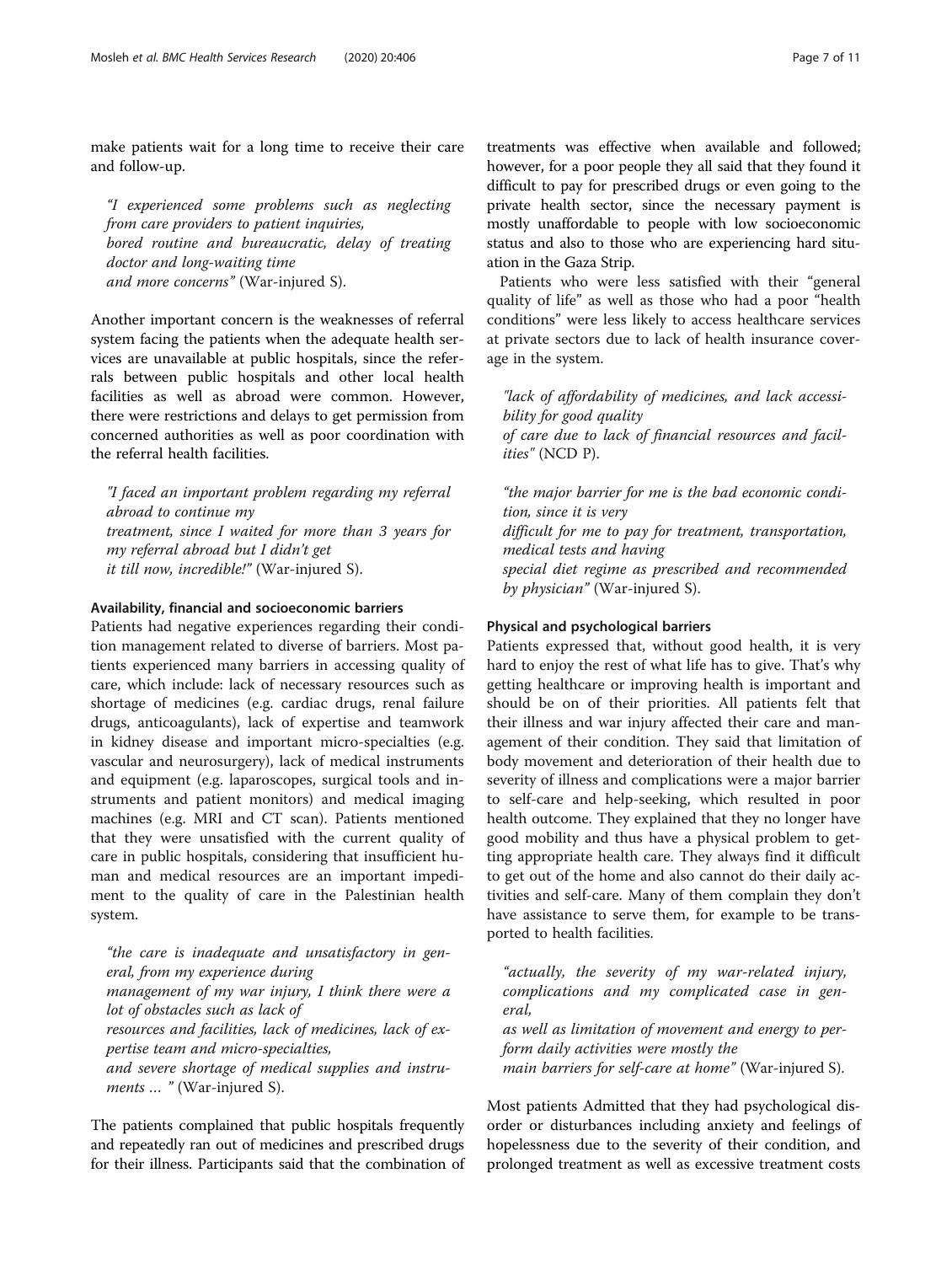make patients wait for a long time to receive their care and follow-up.

> *"I experienced some problems such as neglecting from care providers to patient inquiries, bored routine and bureaucratic, delay of treating doctor and long-waiting time and more concerns"* (War-injured S).

Another important concern is the weaknesses of referral system facing the patients when the adequate health services are unavailable at public hospitals, since the referrals between public hospitals and other local health facilities as well as abroad were common. However, there were restrictions and delays to get permission from concerned authorities as well as poor coordination with the referral health facilities.

> *"I faced an important problem regarding my referral abroad to continue my treatment, since I waited for more than 3 years for my referral abroad but I didn't get it till now, incredible!"* (War-injured S).

#### Availability, financial and socioeconomic barriers

Patients had negative experiences regarding their condition management related to diverse of barriers. Most patients experienced many barriers in accessing quality of care, which include: lack of necessary resources such as shortage of medicines (e.g. cardiac drugs, renal failure drugs, anticoagulants), lack of expertise and teamwork in kidney disease and important micro-specialties (e.g. vascular and neurosurgery), lack of medical instruments and equipment (e.g. laparoscopes, surgical tools and instruments and patient monitors) and medical imaging machines (e.g. MRI and CT scan). Patients mentioned that they were unsatisfied with the current quality of care in public hospitals, considering that insufficient human and medical resources are an important impediment to the quality of care in the Palestinian health system.

> *"the care is inadequate and unsatisfactory in general, from my experience during management of my war injury, I think there were a lot of obstacles such as lack of resources and facilities, lack of medicines, lack of expertise team and micro-specialties, and severe shortage of medical supplies and instruments … "* (War-injured S).

The patients complained that public hospitals frequently and repeatedly ran out of medicines and prescribed drugs for their illness. Participants said that the combination of treatments was effective when available and followed; however, for a poor people they all said that they found it difficult to pay for prescribed drugs or even going to the private health sector, since the necessary payment is mostly unaffordable to people with low socioeconomic status and also to those who are experiencing hard situation in the Gaza Strip.

Patients who were less satisfied with their "general quality of life" as well as those who had a poor "health conditions" were less likely to access healthcare services at private sectors due to lack of health insurance coverage in the system.

> *"lack of affordability of medicines, and lack accessibility for good quality of care due to lack of financial resources and facilities"* (NCD P).

> *"the major barrier for me is the bad economic condition, since it is very difficult for me to pay for treatment, transportation, medical tests and having special diet regime as prescribed and recommended by physician"* (War-injured S).

#### Physical and psychological barriers

Patients expressed that, without good health, it is very hard to enjoy the rest of what life has to give. That's why getting healthcare or improving health is important and should be on of their priorities. All patients felt that their illness and war injury affected their care and management of their condition. They said that limitation of body movement and deterioration of their health due to severity of illness and complications were a major barrier to self-care and help-seeking, which resulted in poor health outcome. They explained that they no longer have good mobility and thus have a physical problem to getting appropriate health care. They always find it difficult to get out of the home and also cannot do their daily activities and self-care. Many of them complain they don't have assistance to serve them, for example to be transported to health facilities.

> *"actually, the severity of my war-related injury, complications and my complicated case in general, as well as limitation of movement and energy to perform daily activities were mostly the main barriers for self-care at home"* (War-injured S).

Most patients Admitted that they had psychological disorder or disturbances including anxiety and feelings of hopelessness due to the severity of their condition, and prolonged treatment as well as excessive treatment costs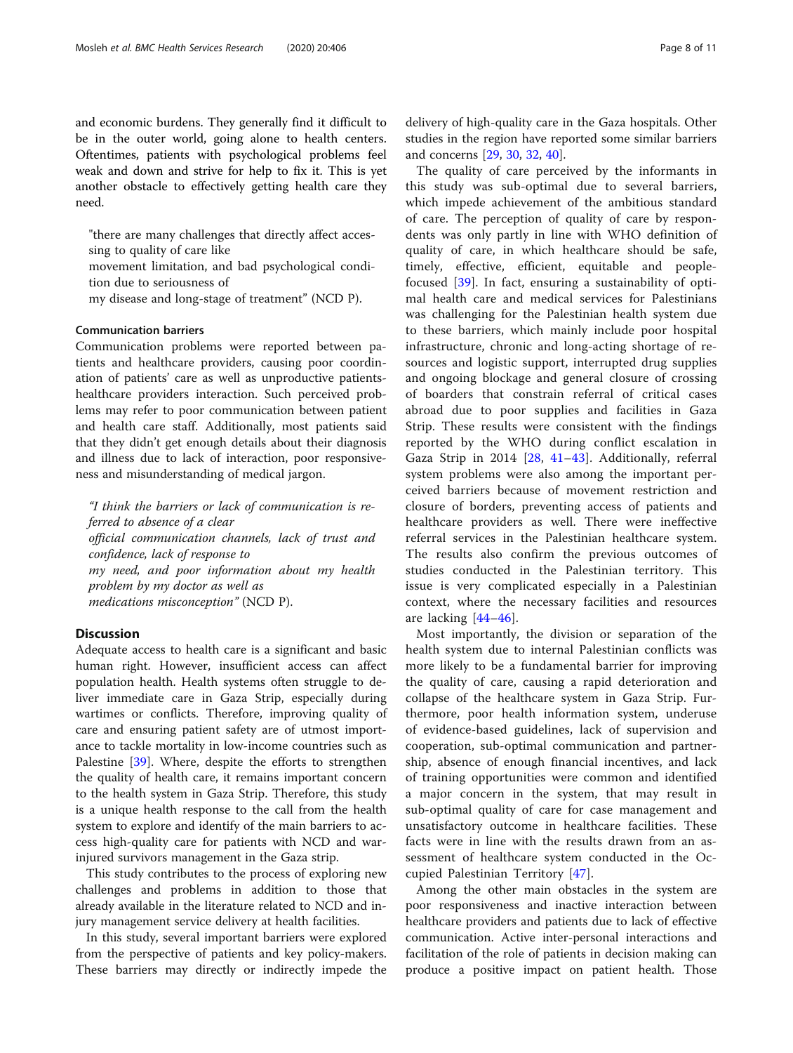and economic burdens. They generally find it difficult to be in the outer world, going alone to health centers. Oftentimes, patients with psychological problems feel weak and down and strive for help to fix it. This is yet another obstacle to effectively getting health care they need.

> "there are many challenges that directly affect accessing to quality of care like
> movement limitation, and bad psychological condition due to seriousness of
> my disease and long-stage of treatment" (NCD P).

#### Communication barriers

Communication problems were reported between patients and healthcare providers, causing poor coordination of patients' care as well as unproductive patients-healthcare providers interaction. Such perceived problems may refer to poor communication between patient and health care staff. Additionally, most patients said that they didn't get enough details about their diagnosis and illness due to lack of interaction, poor responsiveness and misunderstanding of medical jargon.

> *"I think the barriers or lack of communication is referred to absence of a clear*
> *official communication channels, lack of trust and confidence, lack of response to*
> *my need, and poor information about my health problem by my doctor as well as*
> *medications misconception"* (NCD P).

## Discussion

Adequate access to health care is a significant and basic human right. However, insufficient access can affect population health. Health systems often struggle to deliver immediate care in Gaza Strip, especially during wartimes or conflicts. Therefore, improving quality of care and ensuring patient safety are of utmost importance to tackle mortality in low-income countries such as Palestine [39]. Where, despite the efforts to strengthen the quality of health care, it remains important concern to the health system in Gaza Strip. Therefore, this study is a unique health response to the call from the health system to explore and identify of the main barriers to access high-quality care for patients with NCD and war-injured survivors management in the Gaza strip.

This study contributes to the process of exploring new challenges and problems in addition to those that already available in the literature related to NCD and injury management service delivery at health facilities.

In this study, several important barriers were explored from the perspective of patients and key policy-makers. These barriers may directly or indirectly impede the delivery of high-quality care in the Gaza hospitals. Other studies in the region have reported some similar barriers and concerns [29, 30, 32, 40].

The quality of care perceived by the informants in this study was sub-optimal due to several barriers, which impede achievement of the ambitious standard of care. The perception of quality of care by respondents was only partly in line with WHO definition of quality of care, in which healthcare should be safe, timely, effective, efficient, equitable and people-focused [39]. In fact, ensuring a sustainability of optimal health care and medical services for Palestinians was challenging for the Palestinian health system due to these barriers, which mainly include poor hospital infrastructure, chronic and long-acting shortage of resources and logistic support, interrupted drug supplies and ongoing blockage and general closure of crossing of boarders that constrain referral of critical cases abroad due to poor supplies and facilities in Gaza Strip. These results were consistent with the findings reported by the WHO during conflict escalation in Gaza Strip in 2014 [28, 41–43]. Additionally, referral system problems were also among the important perceived barriers because of movement restriction and closure of borders, preventing access of patients and healthcare providers as well. There were ineffective referral services in the Palestinian healthcare system. The results also confirm the previous outcomes of studies conducted in the Palestinian territory. This issue is very complicated especially in a Palestinian context, where the necessary facilities and resources are lacking [44–46].

Most importantly, the division or separation of the health system due to internal Palestinian conflicts was more likely to be a fundamental barrier for improving the quality of care, causing a rapid deterioration and collapse of the healthcare system in Gaza Strip. Furthermore, poor health information system, underuse of evidence-based guidelines, lack of supervision and cooperation, sub-optimal communication and partnership, absence of enough financial incentives, and lack of training opportunities were common and identified a major concern in the system, that may result in sub-optimal quality of care for case management and unsatisfactory outcome in healthcare facilities. These facts were in line with the results drawn from an assessment of healthcare system conducted in the Occupied Palestinian Territory [47].

Among the other main obstacles in the system are poor responsiveness and inactive interaction between healthcare providers and patients due to lack of effective communication. Active inter-personal interactions and facilitation of the role of patients in decision making can produce a positive impact on patient health. Those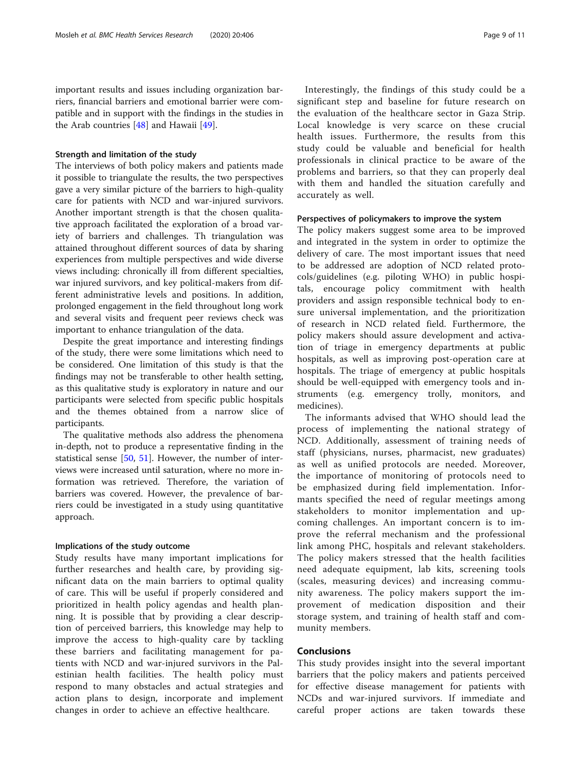important results and issues including organization barriers, financial barriers and emotional barrier were compatible and in support with the findings in the studies in the Arab countries [48] and Hawaii [49].

### Strength and limitation of the study

The interviews of both policy makers and patients made it possible to triangulate the results, the two perspectives gave a very similar picture of the barriers to high-quality care for patients with NCD and war-injured survivors. Another important strength is that the chosen qualitative approach facilitated the exploration of a broad variety of barriers and challenges. Th triangulation was attained throughout different sources of data by sharing experiences from multiple perspectives and wide diverse views including: chronically ill from different specialties, war injured survivors, and key political-makers from different administrative levels and positions. In addition, prolonged engagement in the field throughout long work and several visits and frequent peer reviews check was important to enhance triangulation of the data.

Despite the great importance and interesting findings of the study, there were some limitations which need to be considered. One limitation of this study is that the findings may not be transferable to other health setting, as this qualitative study is exploratory in nature and our participants were selected from specific public hospitals and the themes obtained from a narrow slice of participants.

The qualitative methods also address the phenomena in-depth, not to produce a representative finding in the statistical sense [50, 51]. However, the number of interviews were increased until saturation, where no more information was retrieved. Therefore, the variation of barriers was covered. However, the prevalence of barriers could be investigated in a study using quantitative approach.

### Implications of the study outcome

Study results have many important implications for further researches and health care, by providing significant data on the main barriers to optimal quality of care. This will be useful if properly considered and prioritized in health policy agendas and health planning. It is possible that by providing a clear description of perceived barriers, this knowledge may help to improve the access to high-quality care by tackling these barriers and facilitating management for patients with NCD and war-injured survivors in the Palestinian health facilities. The health policy must respond to many obstacles and actual strategies and action plans to design, incorporate and implement changes in order to achieve an effective healthcare.

Interestingly, the findings of this study could be a significant step and baseline for future research on the evaluation of the healthcare sector in Gaza Strip. Local knowledge is very scarce on these crucial health issues. Furthermore, the results from this study could be valuable and beneficial for health professionals in clinical practice to be aware of the problems and barriers, so that they can properly deal with them and handled the situation carefully and accurately as well.

### Perspectives of policymakers to improve the system

The policy makers suggest some area to be improved and integrated in the system in order to optimize the delivery of care. The most important issues that need to be addressed are adoption of NCD related protocols/guidelines (e.g. piloting WHO) in public hospitals, encourage policy commitment with health providers and assign responsible technical body to ensure universal implementation, and the prioritization of research in NCD related field. Furthermore, the policy makers should assure development and activation of triage in emergency departments at public hospitals, as well as improving post-operation care at hospitals. The triage of emergency at public hospitals should be well-equipped with emergency tools and instruments (e.g. emergency trolly, monitors, and medicines).

The informants advised that WHO should lead the process of implementing the national strategy of NCD. Additionally, assessment of training needs of staff (physicians, nurses, pharmacist, new graduates) as well as unified protocols are needed. Moreover, the importance of monitoring of protocols need to be emphasized during field implementation. Informants specified the need of regular meetings among stakeholders to monitor implementation and upcoming challenges. An important concern is to improve the referral mechanism and the professional link among PHC, hospitals and relevant stakeholders. The policy makers stressed that the health facilities need adequate equipment, lab kits, screening tools (scales, measuring devices) and increasing community awareness. The policy makers support the improvement of medication disposition and their storage system, and training of health staff and community members.

## Conclusions

This study provides insight into the several important barriers that the policy makers and patients perceived for effective disease management for patients with NCDs and war-injured survivors. If immediate and careful proper actions are taken towards these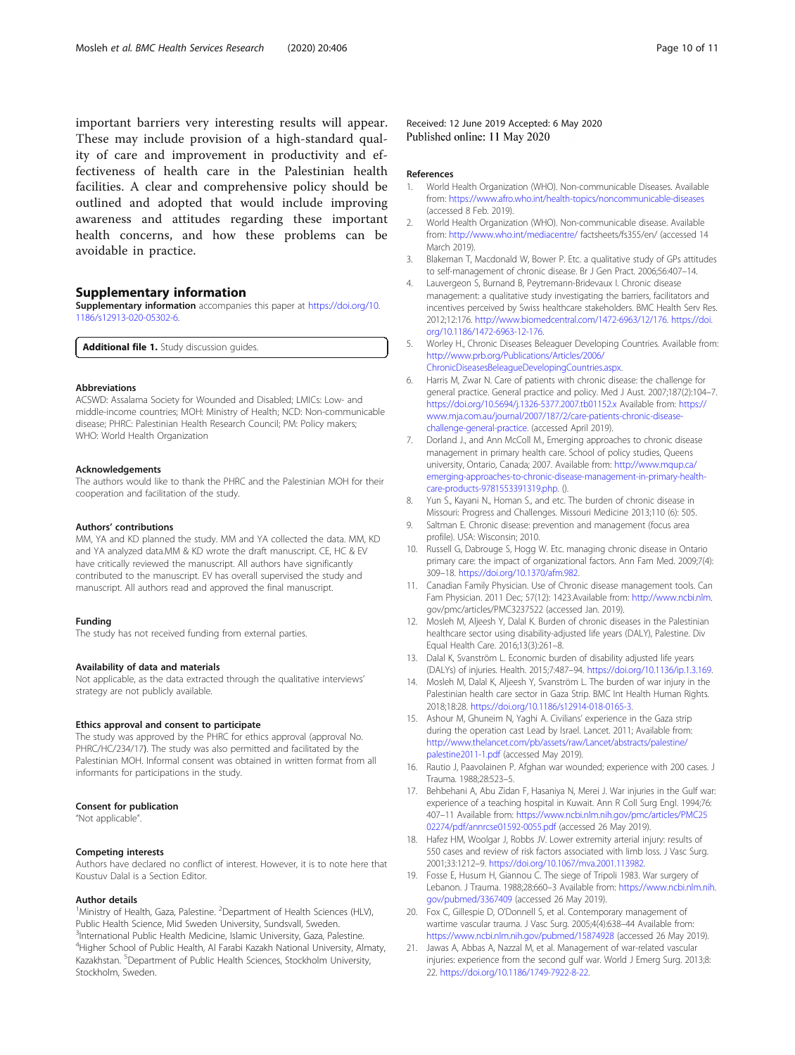important barriers very interesting results will appear. These may include provision of a high-standard quality of care and improvement in productivity and effectiveness of health care in the Palestinian health facilities. A clear and comprehensive policy should be outlined and adopted that would include improving awareness and attitudes regarding these important health concerns, and how these problems can be avoidable in practice.

## Supplementary information

**Supplementary information** accompanies this paper at https://doi.org/10.1186/s12913-020-05302-6.

**Additional file 1.** Study discussion guides.

### Abbreviations

ACSWD: Assalama Society for Wounded and Disabled; LMICs: Low- and middle-income countries; MOH: Ministry of Health; NCD: Non-communicable disease; PHRC: Palestinian Health Research Council; PM: Policy makers; WHO: World Health Organization

### Acknowledgements

The authors would like to thank the PHRC and the Palestinian MOH for their cooperation and facilitation of the study.

### Authors' contributions

MM, YA and KD planned the study. MM and YA collected the data. MM, KD and YA analyzed data.MM & KD wrote the draft manuscript. CE, HC & EV have critically reviewed the manuscript. All authors have significantly contributed to the manuscript. EV has overall supervised the study and manuscript. All authors read and approved the final manuscript.

### Funding

The study has not received funding from external parties.

### Availability of data and materials

Not applicable, as the data extracted through the qualitative interviews' strategy are not publicly available.

### Ethics approval and consent to participate

The study was approved by the PHRC for ethics approval (approval No. PHRC/HC/234/17). The study was also permitted and facilitated by the Palestinian MOH. Informal consent was obtained in written format from all informants for participations in the study.

### Consent for publication

"Not applicable".

### Competing interests

Authors have declared no conflict of interest. However, it is to note here that Koustuv Dalal is a Section Editor.

### Author details

[1]Ministry of Health, Gaza, Palestine. [2]Department of Health Sciences (HLV), Public Health Science, Mid Sweden University, Sundsvall, Sweden. [3]International Public Health Medicine, Islamic University, Gaza, Palestine. [4]Higher School of Public Health, Al Farabi Kazakh National University, Almaty, Kazakhstan. [5]Department of Public Health Sciences, Stockholm University, Stockholm, Sweden.

Received: 12 June 2019 Accepted: 6 May 2020
Published online: 11 May 2020

### References

1. World Health Organization (WHO). Non-communicable Diseases. Available from: https://www.afro.who.int/health-topics/noncommunicable-diseases (accessed 8 Feb. 2019).
2. World Health Organization (WHO). Non-communicable disease. Available from: http://www.who.int/mediacentre/ factsheets/fs355/en/ (accessed 14 March 2019).
3. Blakeman T, Macdonald W, Bower P. Etc. a qualitative study of GPs attitudes to self-management of chronic disease. Br J Gen Pract. 2006;56:407–14.
4. Lauvergeon S, Burnand B, Peytremann-Bridevaux I. Chronic disease management: a qualitative study investigating the barriers, facilitators and incentives perceived by Swiss healthcare stakeholders. BMC Health Serv Res. 2012;12:176. http://www.biomedcentral.com/1472-6963/12/176. https://doi.org/10.1186/1472-6963-12-176.
5. Worley H., Chronic Diseases Beleaguer Developing Countries. Available from: http://www.prb.org/Publications/Articles/2006/ChronicDiseasesBeleagueDevelopingCountries.aspx.
6. Harris M, Zwar N. Care of patients with chronic disease: the challenge for general practice. General practice and policy. Med J Aust. 2007;187(2):104–7. https://doi.org/10.5694/j.1326-5377.2007.tb01152.x Available from: https://www.mja.com.au/journal/2007/187/2/care-patients-chronic-disease-challenge-general-practice. (accessed April 2019).
7. Dorland J., and Ann McColl M., Emerging approaches to chronic disease management in primary health care. School of policy studies, Queens university, Ontario, Canada; 2007. Available from: http://www.mqup.ca/emerging-approaches-to-chronic-disease-management-in-primary-health-care-products-9781553391319.php. ().
8. Yun S., Kayani N., Homan S., and etc. The burden of chronic disease in Missouri: Progress and Challenges. Missouri Medicine 2013;110 (6): 505.
9. Saltman E. Chronic disease: prevention and management (focus area profile). USA: Wisconsin; 2010.
10. Russell G, Dabrouge S, Hogg W. Etc. managing chronic disease in Ontario primary care: the impact of organizational factors. Ann Fam Med. 2009;7(4): 309–18. https://doi.org/10.1370/afm.982.
11. Canadian Family Physician. Use of Chronic disease management tools. Can Fam Physician. 2011 Dec; 57(12): 1423.Available from: http://www.ncbi.nlm.gov/pmc/articles/PMC3237522 (accessed Jan. 2019).
12. Mosleh M, Aljeesh Y, Dalal K. Burden of chronic diseases in the Palestinian healthcare sector using disability-adjusted life years (DALY), Palestine. Div Equal Health Care. 2016;13(3):261–8.
13. Dalal K, Svanström L. Economic burden of disability adjusted life years (DALYs) of injuries. Health. 2015;7:487–94. https://doi.org/10.1136/ip.1.3.169.
14. Mosleh M, Dalal K, Aljeesh Y, Svanström L. The burden of war injury in the Palestinian health care sector in Gaza Strip. BMC Int Health Human Rights. 2018;18:28. https://doi.org/10.1186/s12914-018-0165-3.
15. Ashour M, Ghuneim N, Yaghi A. Civilians' experience in the Gaza strip during the operation cast Lead by Israel. Lancet. 2011; Available from: http://www.thelancet.com/pb/assets/raw/Lancet/abstracts/palestine/palestine2011-1.pdf (accessed May 2019).
16. Rautio J, Paavolainen P. Afghan war wounded; experience with 200 cases. J Trauma. 1988;28:523–5.
17. Behbehani A, Abu Zidan F, Hasaniya N, Merei J. War injuries in the Gulf war: experience of a teaching hospital in Kuwait. Ann R Coll Surg Engl. 1994;76: 407–11 Available from: https://www.ncbi.nlm.nih.gov/pmc/articles/PMC2502274/pdf/annrcse01592-0055.pdf (accessed 26 May 2019).
18. Hafez HM, Woolgar J, Robbs JV. Lower extremity arterial injury: results of 550 cases and review of risk factors associated with limb loss. J Vasc Surg. 2001;33:1212–9. https://doi.org/10.1067/mva.2001.113982.
19. Fosse E, Husum H, Giannou C. The siege of Tripoli 1983. War surgery of Lebanon. J Trauma. 1988;28:660–3 Available from: https://www.ncbi.nlm.nih.gov/pubmed/3367409 (accessed 26 May 2019).
20. Fox C, Gillespie D, O'Donnell S, et al. Contemporary management of wartime vascular trauma. J Vasc Surg. 2005;4(4):638–44 Available from: https://www.ncbi.nlm.nih.gov/pubmed/15874928 (accessed 26 May 2019).
21. Jawas A, Abbas A, Nazzal M, et al. Management of war-related vascular injuries: experience from the second gulf war. World J Emerg Surg. 2013;8: 22. https://doi.org/10.1186/1749-7922-8-22.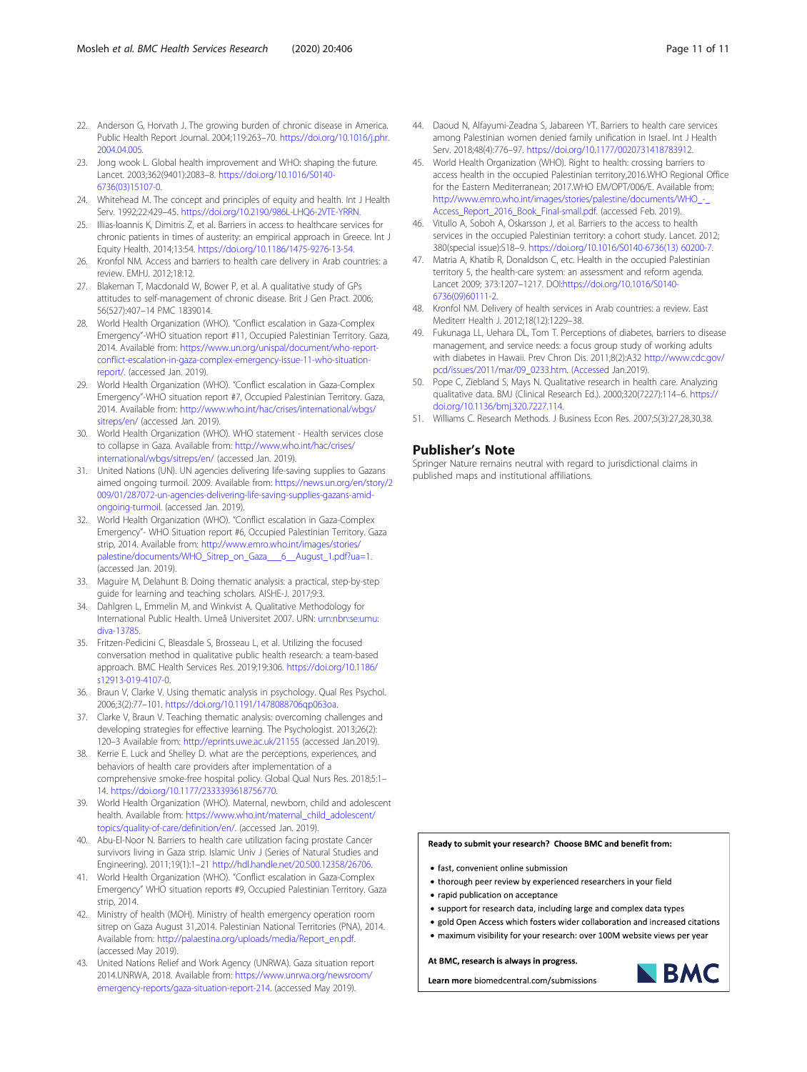22. Anderson G, Horvath J. The growing burden of chronic disease in America. Public Health Report Journal. 2004;119:263–70. https://doi.org/10.1016/j.phr.2004.04.005.
23. Jong wook L. Global health improvement and WHO: shaping the future. Lancet. 2003;362(9401):2083–8. https://doi.org/10.1016/S0140-6736(03)15107-0.
24. Whitehead M. The concept and principles of equity and health. Int J Health Serv. 1992;22:429–45. https://doi.org/10.2190/986L-LHQ6-2VTE-YRRN.
25. Illias-Ioannis K, Dimitris Z, et al. Barriers in access to healthcare services for chronic patients in times of austerity: an empirical approach in Greece. Int J Equity Health. 2014;13:54. https://doi.org/10.1186/1475-9276-13-54.
26. Kronfol NM. Access and barriers to health care delivery in Arab countries: a review. EMHJ. 2012;18:12.
27. Blakeman T, Macdonald W, Bower P, et al. A qualitative study of GPs attitudes to self-management of chronic disease. Brit J Gen Pract. 2006; 56(527):407–14 PMC 1839014.
28. World Health Organization (WHO). "Conflict escalation in Gaza-Complex Emergency"-WHO situation report #11, Occupied Palestinian Territory. Gaza, 2014. Available from: https://www.un.org/unispal/document/who-report-conflict-escalation-in-gaza-complex-emergency-issue-11-who-situation-report/. (accessed Jan. 2019).
29. World Health Organization (WHO). "Conflict escalation in Gaza-Complex Emergency"-WHO situation report #7, Occupied Palestinian Territory. Gaza, 2014. Available from: http://www.who.int/hac/crises/international/wbgs/sitreps/en/ (accessed Jan. 2019).
30. World Health Organization (WHO). WHO statement - Health services close to collapse in Gaza. Available from: http://www.who.int/hac/crises/international/wbgs/sitreps/en/ (accessed Jan. 2019).
31. United Nations (UN). UN agencies delivering life-saving supplies to Gazans aimed ongoing turmoil. 2009. Available from: https://news.un.org/en/story/2009/01/287072-un-agencies-delivering-life-saving-supplies-gazans-amid-ongoing-turmoil. (accessed Jan. 2019).
32. World Health Organization (WHO). "Conflict escalation in Gaza-Complex Emergency"- WHO Situation report #6, Occupied Palestinian Territory. Gaza strip, 2014. Available from: http://www.emro.who.int/images/stories/palestine/documents/WHO_Sitrep_on_Gaza___6__August_1.pdf?ua=1. (accessed Jan. 2019).
33. Maguire M, Delahunt B. Doing thematic analysis: a practical, step-by-step guide for learning and teaching scholars. AISHE-J. 2017;9:3.
34. Dahlgren L, Emmelin M, and Winkvist A. Qualitative Methodology for International Public Health. Umeå Universitet 2007. URN: urn:nbn:se:umu:diva-13785.
35. Fritzen-Pedicini C, Bleasdale S, Brosseau L, et al. Utilizing the focused conversation method in qualitative public health research: a team-based approach. BMC Health Services Res. 2019;19:306. https://doi.org/10.1186/s12913-019-4107-0.
36. Braun V, Clarke V. Using thematic analysis in psychology. Qual Res Psychol. 2006;3(2):77–101. https://doi.org/10.1191/1478088706qp063oa.
37. Clarke V, Braun V. Teaching thematic analysis: overcoming challenges and developing strategies for effective learning. The Psychologist. 2013;26(2): 120–3 Available from: http://eprints.uwe.ac.uk/21155 (accessed Jan.2019).
38. Kerrie E. Luck and Shelley D. what are the perceptions, experiences, and behaviors of health care providers after implementation of a comprehensive smoke-free hospital policy. Global Qual Nurs Res. 2018;5:1–14. https://doi.org/10.1177/2333393618756770.
39. World Health Organization (WHO). Maternal, newborn, child and adolescent health. Available from: https://www.who.int/maternal_child_adolescent/topics/quality-of-care/definition/en/. (accessed Jan. 2019).
40. Abu-El-Noor N. Barriers to health care utilization facing prostate Cancer survivors living in Gaza strip. Islamic Univ J (Series of Natural Studies and Engineering). 2011;19(1):1–21 http://hdl.handle.net/20.500.12358/26706.
41. World Health Organization (WHO). "Conflict escalation in Gaza-Complex Emergency" WHO situation reports #9, Occupied Palestinian Territory. Gaza strip, 2014.
42. Ministry of health (MOH). Ministry of health emergency operation room sitrep on Gaza August 31,2014. Palestinian National Territories (PNA), 2014. Available from: http://palaestina.org/uploads/media/Report_en.pdf. (accessed May 2019).
43. United Nations Relief and Work Agency (UNRWA). Gaza situation report 2014.UNRWA, 2018. Available from: https://www.unrwa.org/newsroom/emergency-reports/gaza-situation-report-214. (accessed May 2019).
44. Daoud N, Alfayumi-Zeadna S, Jabareen YT. Barriers to health care services among Palestinian women denied family unification in Israel. Int J Health Serv. 2018;48(4):776–97. https://doi.org/10.1177/0020731418783912.
45. World Health Organization (WHO). Right to health: crossing barriers to access health in the occupied Palestinian territory,2016.WHO Regional Office for the Eastern Mediterranean; 2017.WHO EM/OPT/006/E. Available from: http://www.emro.who.int/images/stories/palestine/documents/WHO_-_Access_Report_2016_Book_Final-small.pdf. (accessed Feb. 2019).
46. Vitullo A, Soboh A, Oskarsson J, et al. Barriers to the access to health services in the occupied Palestinian territory: a cohort study. Lancet. 2012; 380(special issue):S18–9. https://doi.org/10.1016/S0140-6736(13) 60200-7.
47. Matria A, Khatib R, Donaldson C, etc. Health in the occupied Palestinian territory 5, the health-care system: an assessment and reform agenda. Lancet 2009; 373:1207–1217. DOI:https://doi.org/10.1016/S0140-6736(09)60111-2.
48. Kronfol NM. Delivery of health services in Arab countries: a review. East Mediterr Health J. 2012;18(12):1229–38.
49. Fukunaga LL, Uehara DL, Tom T. Perceptions of diabetes, barriers to disease management, and service needs: a focus group study of working adults with diabetes in Hawaii. Prev Chron Dis. 2011;8(2):A32 http://www.cdc.gov/pcd/issues/2011/mar/09_0233.htm. (Accessed Jan.2019).
50. Pope C, Ziebland S, Mays N. Qualitative research in health care. Analyzing qualitative data. BMJ (Clinical Research Ed.). 2000;320(7227):114–6. https://doi.org/10.1136/bmj.320.7227.114.
51. Williams C. Research Methods. J Business Econ Res. 2007;5(3):27,28,30,38.

## Publisher's Note

Springer Nature remains neutral with regard to jurisdictional claims in published maps and institutional affiliations.

**Ready to submit your research? Choose BMC and benefit from:**

- fast, convenient online submission
- thorough peer review by experienced researchers in your field
- rapid publication on acceptance
- support for research data, including large and complex data types
- gold Open Access which fosters wider collaboration and increased citations
- maximum visibility for your research: over 100M website views per year

**At BMC, research is always in progress.**

**Learn more** biomedcentral.com/submissions

BMC